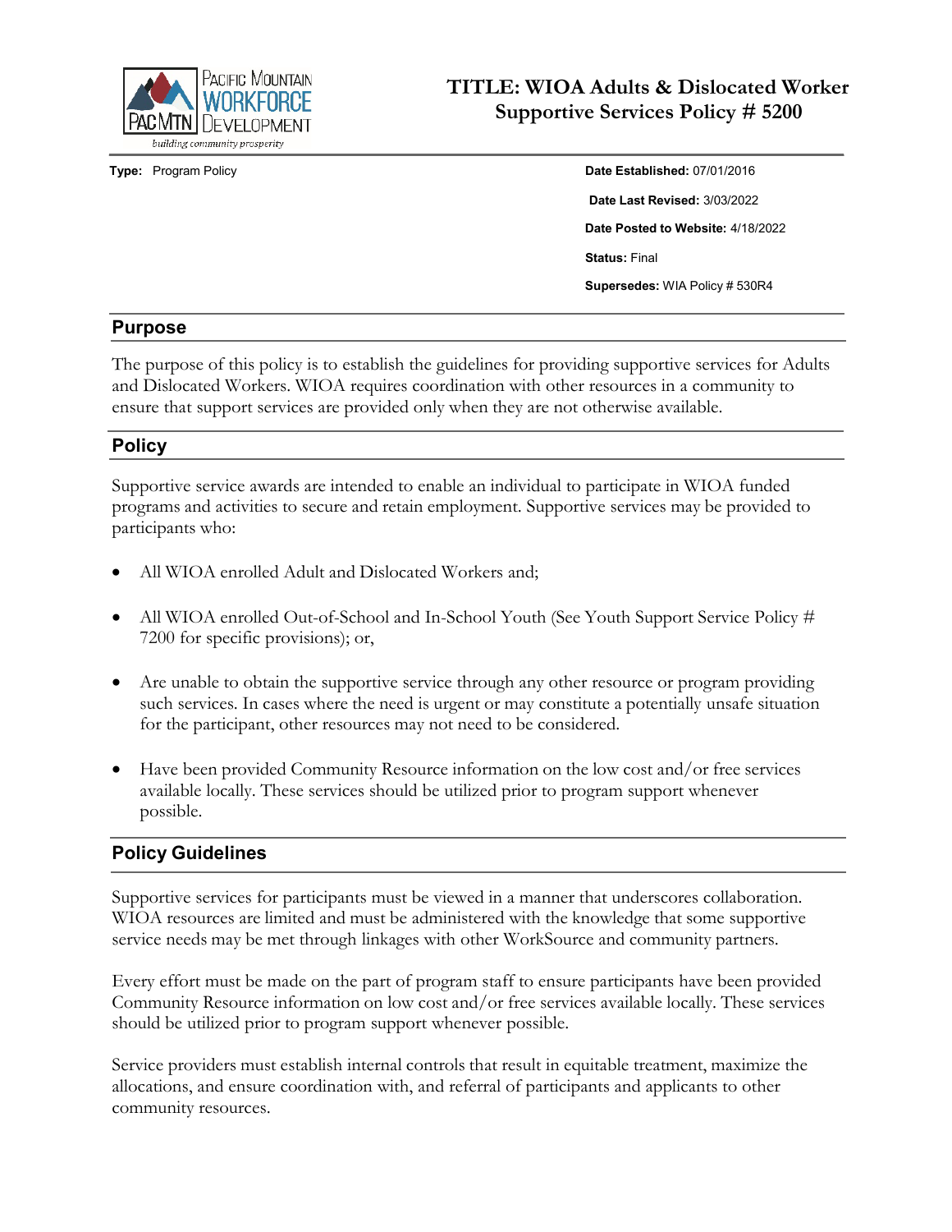Pacific Mountain Workforce Development
PAC MTN
building community prosperity

# TITLE: WIOA Adults & Dislocated Worker Supportive Services Policy # 5200

**Type:** Program Policy

**Date Established:** 07/01/2016

**Date Last Revised:** 3/03/2022

**Date Posted to Website:** 4/18/2022

**Status:** Final

**Supersedes:** WIA Policy # 530R4

## Purpose

The purpose of this policy is to establish the guidelines for providing supportive services for Adults and Dislocated Workers. WIOA requires coordination with other resources in a community to ensure that support services are provided only when they are not otherwise available.

## Policy

Supportive service awards are intended to enable an individual to participate in WIOA funded programs and activities to secure and retain employment. Supportive services may be provided to participants who:

- All WIOA enrolled Adult and Dislocated Workers and;
- All WIOA enrolled Out-of-School and In-School Youth (See Youth Support Service Policy # 7200 for specific provisions); or,
- Are unable to obtain the supportive service through any other resource or program providing such services. In cases where the need is urgent or may constitute a potentially unsafe situation for the participant, other resources may not need to be considered.
- Have been provided Community Resource information on the low cost and/or free services available locally. These services should be utilized prior to program support whenever possible.

## Policy Guidelines

Supportive services for participants must be viewed in a manner that underscores collaboration. WIOA resources are limited and must be administered with the knowledge that some supportive service needs may be met through linkages with other WorkSource and community partners.

Every effort must be made on the part of program staff to ensure participants have been provided Community Resource information on low cost and/or free services available locally. These services should be utilized prior to program support whenever possible.

Service providers must establish internal controls that result in equitable treatment, maximize the allocations, and ensure coordination with, and referral of participants and applicants to other community resources.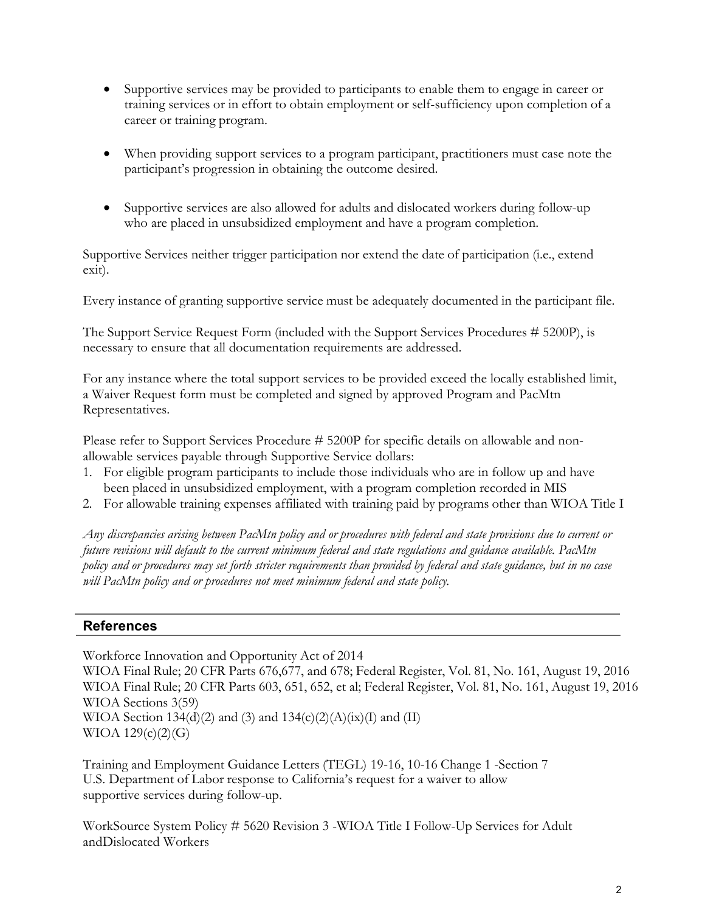- Supportive services may be provided to participants to enable them to engage in career or training services or in effort to obtain employment or self-sufficiency upon completion of a career or training program.

- When providing support services to a program participant, practitioners must case note the participant's progression in obtaining the outcome desired.

- Supportive services are also allowed for adults and dislocated workers during follow-up who are placed in unsubsidized employment and have a program completion.

Supportive Services neither trigger participation nor extend the date of participation (i.e., extend exit).

Every instance of granting supportive service must be adequately documented in the participant file.

The Support Service Request Form (included with the Support Services Procedures # 5200P), is necessary to ensure that all documentation requirements are addressed.

For any instance where the total support services to be provided exceed the locally established limit, a Waiver Request form must be completed and signed by approved Program and PacMtn Representatives.

Please refer to Support Services Procedure # 5200P for specific details on allowable and non-allowable services payable through Supportive Service dollars:

1. For eligible program participants to include those individuals who are in follow up and have been placed in unsubsidized employment, with a program completion recorded in MIS
2. For allowable training expenses affiliated with training paid by programs other than WIOA Title I

*Any discrepancies arising between PacMtn policy and or procedures with federal and state provisions due to current or future revisions will default to the current minimum federal and state regulations and guidance available. PacMtn policy and or procedures may set forth stricter requirements than provided by federal and state guidance, but in no case will PacMtn policy and or procedures not meet minimum federal and state policy.*

## References

Workforce Innovation and Opportunity Act of 2014
WIOA Final Rule; 20 CFR Parts 676,677, and 678; Federal Register, Vol. 81, No. 161, August 19, 2016
WIOA Final Rule; 20 CFR Parts 603, 651, 652, et al; Federal Register, Vol. 81, No. 161, August 19, 2016
WIOA Sections 3(59)
WIOA Section 134(d)(2) and (3) and 134(c)(2)(A)(ix)(I) and (II)
WIOA 129(c)(2)(G)

Training and Employment Guidance Letters (TEGL) 19-16, 10-16 Change 1 -Section 7
U.S. Department of Labor response to California's request for a waiver to allow supportive services during follow-up.

WorkSource System Policy # 5620 Revision 3 -WIOA Title I Follow-Up Services for Adult andDislocated Workers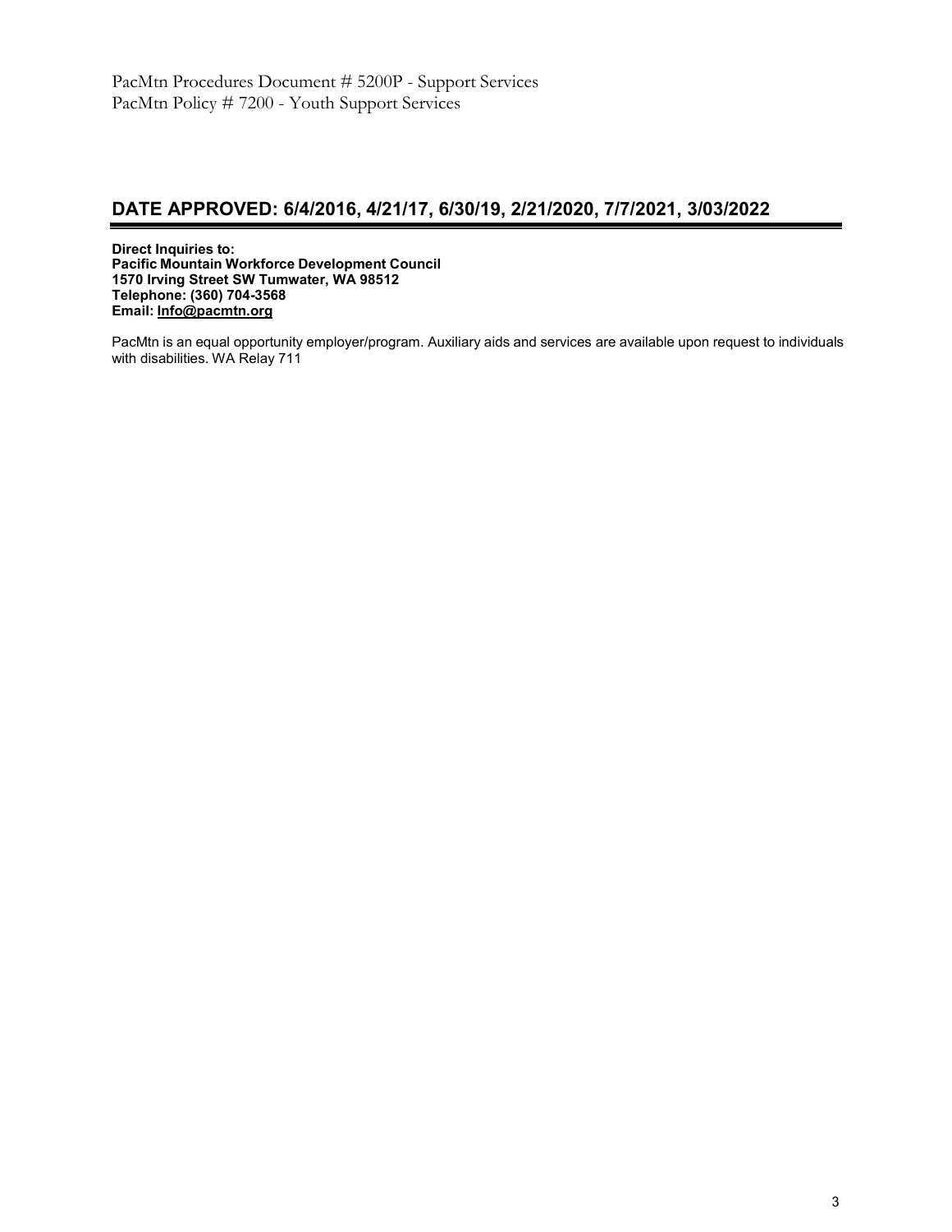PacMtn Procedures Document # 5200P - Support Services
PacMtn Policy # 7200 - Youth Support Services

## DATE APPROVED: 6/4/2016, 4/21/17, 6/30/19, 2/21/2020, 7/7/2021, 3/03/2022

**Direct Inquiries to:**
**Pacific Mountain Workforce Development Council**
**1570 Irving Street SW Tumwater, WA 98512**
**Telephone: (360) 704-3568**
**Email: Info@pacmtn.org**

PacMtn is an equal opportunity employer/program. Auxiliary aids and services are available upon request to individuals with disabilities. WA Relay 711